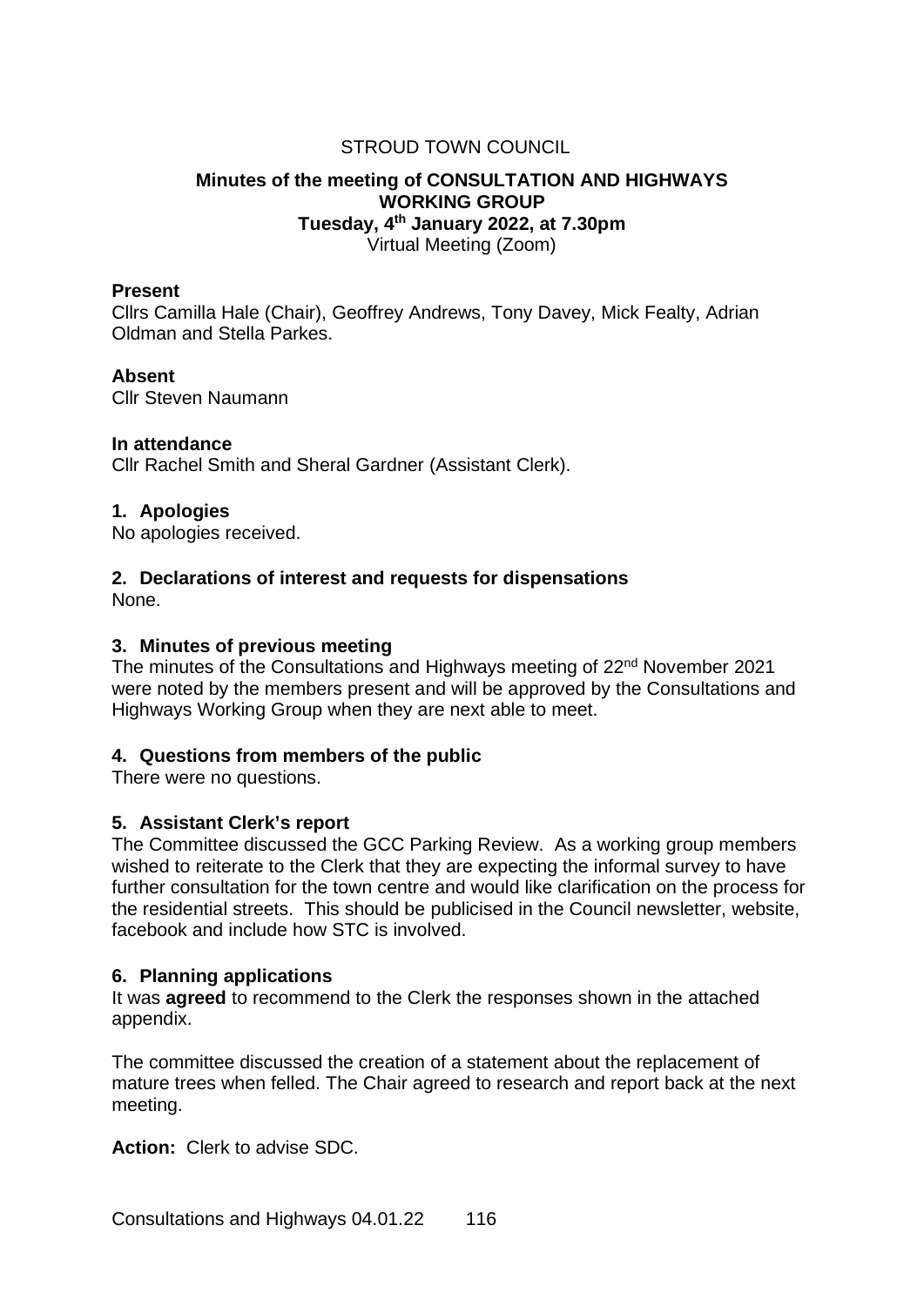STROUD TOWN COUNCIL

**Minutes of the meeting of CONSULTATION AND HIGHWAYS WORKING GROUP**
**Tuesday, 4th January 2022, at 7.30pm**
Virtual Meeting (Zoom)

**Present**
Cllrs Camilla Hale (Chair), Geoffrey Andrews, Tony Davey, Mick Fealty, Adrian Oldman and Stella Parkes.

**Absent**
Cllr Steven Naumann

**In attendance**
Cllr Rachel Smith and Sheral Gardner (Assistant Clerk).

**1. Apologies**
No apologies received.

**2. Declarations of interest and requests for dispensations**
None.

**3. Minutes of previous meeting**
The minutes of the Consultations and Highways meeting of 22nd November 2021 were noted by the members present and will be approved by the Consultations and Highways Working Group when they are next able to meet.

**4. Questions from members of the public**
There were no questions.

**5. Assistant Clerk's report**
The Committee discussed the GCC Parking Review. As a working group members wished to reiterate to the Clerk that they are expecting the informal survey to have further consultation for the town centre and would like clarification on the process for the residential streets. This should be publicised in the Council newsletter, website, facebook and include how STC is involved.

**6. Planning applications**
It was **agreed** to recommend to the Clerk the responses shown in the attached appendix.

The committee discussed the creation of a statement about the replacement of mature trees when felled. The Chair agreed to research and report back at the next meeting.

**Action:** Clerk to advise SDC.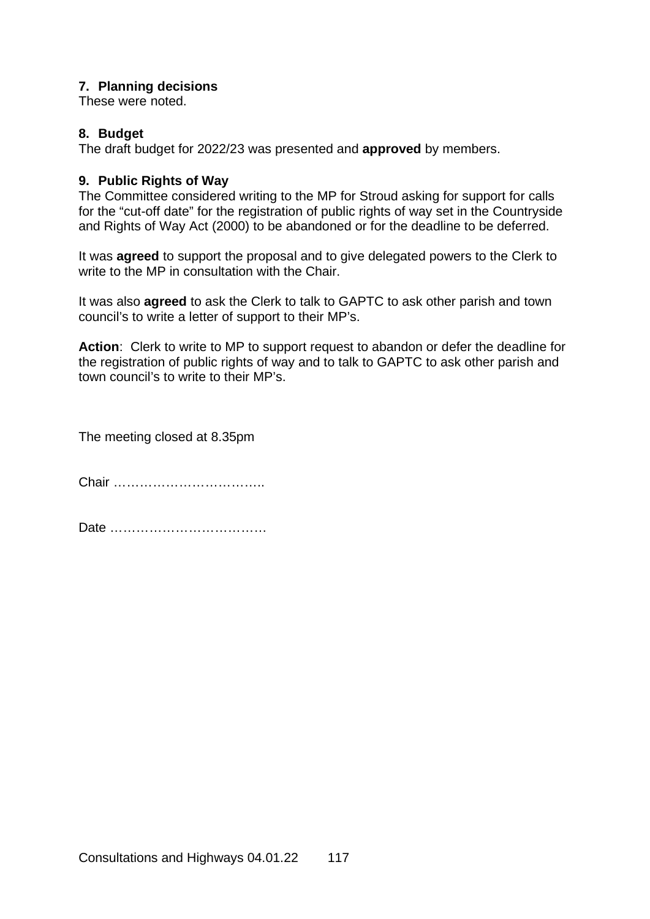**7. Planning decisions**

These were noted.

**8. Budget**

The draft budget for 2022/23 was presented and **approved** by members.

**9. Public Rights of Way**

The Committee considered writing to the MP for Stroud asking for support for calls for the "cut-off date" for the registration of public rights of way set in the Countryside and Rights of Way Act (2000) to be abandoned or for the deadline to be deferred.

It was **agreed** to support the proposal and to give delegated powers to the Clerk to write to the MP in consultation with the Chair.

It was also **agreed** to ask the Clerk to talk to GAPTC to ask other parish and town council's to write a letter of support to their MP's.

**Action**: Clerk to write to MP to support request to abandon or defer the deadline for the registration of public rights of way and to talk to GAPTC to ask other parish and town council's to write to their MP's.

The meeting closed at 8.35pm

Chair ……………………………..

Date ………………………………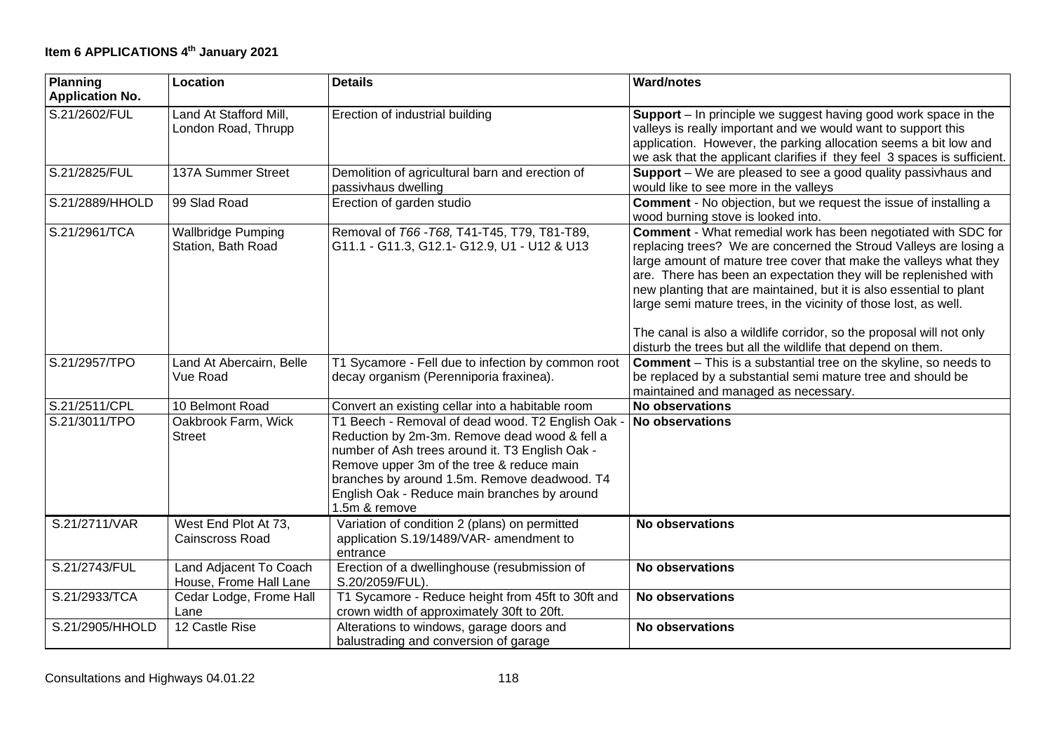**Item 6 APPLICATIONS 4th January 2021**

| Planning Application No. | Location | Details | Ward/notes |
|---|---|---|---|
| S.21/2602/FUL | Land At Stafford Mill, London Road, Thrupp | Erection of industrial building | **Support** – In principle we suggest having good work space in the valleys is really important and we would want to support this application. However, the parking allocation seems a bit low and we ask that the applicant clarifies if they feel 3 spaces is sufficient. |
| S.21/2825/FUL | 137A Summer Street | Demolition of agricultural barn and erection of passivhaus dwelling | **Support** – We are pleased to see a good quality passivhaus and would like to see more in the valleys |
| S.21/2889/HHOLD | 99 Slad Road | Erection of garden studio | **Comment** - No objection, but we request the issue of installing a wood burning stove is looked into. |
| S.21/2961/TCA | Wallbridge Pumping Station, Bath Road | Removal of *T66 -T68,* T41-T45, T79, T81-T89, G11.1 - G11.3, G12.1- G12.9, U1 - U12 & U13 | **Comment** - What remedial work has been negotiated with SDC for replacing trees? We are concerned the Stroud Valleys are losing a large amount of mature tree cover that make the valleys what they are. There has been an expectation they will be replenished with new planting that are maintained, but it is also essential to plant large semi mature trees, in the vicinity of those lost, as well. The canal is also a wildlife corridor, so the proposal will not only disturb the trees but all the wildlife that depend on them. |
| S.21/2957/TPO | Land At Abercairn, Belle Vue Road | T1 Sycamore - Fell due to infection by common root decay organism (Perenniporia fraxinea). | **Comment** – This is a substantial tree on the skyline, so needs to be replaced by a substantial semi mature tree and should be maintained and managed as necessary. |
| S.21/2511/CPL | 10 Belmont Road | Convert an existing cellar into a habitable room | **No observations** |
| S.21/3011/TPO | Oakbrook Farm, Wick Street | T1 Beech - Removal of dead wood. T2 English Oak - Reduction by 2m-3m. Remove dead wood & fell a number of Ash trees around it. T3 English Oak - Remove upper 3m of the tree & reduce main branches by around 1.5m. Remove deadwood. T4 English Oak - Reduce main branches by around 1.5m & remove | **No observations** |
| S.21/2711/VAR | West End Plot At 73, Cainscross Road | Variation of condition 2 (plans) on permitted application S.19/1489/VAR- amendment to entrance | **No observations** |
| S.21/2743/FUL | Land Adjacent To Coach House, Frome Hall Lane | Erection of a dwellinghouse (resubmission of S.20/2059/FUL). | **No observations** |
| S.21/2933/TCA | Cedar Lodge, Frome Hall Lane | T1 Sycamore - Reduce height from 45ft to 30ft and crown width of approximately 30ft to 20ft. | **No observations** |
| S.21/2905/HHOLD | 12 Castle Rise | Alterations to windows, garage doors and balustrading and conversion of garage | **No observations** |